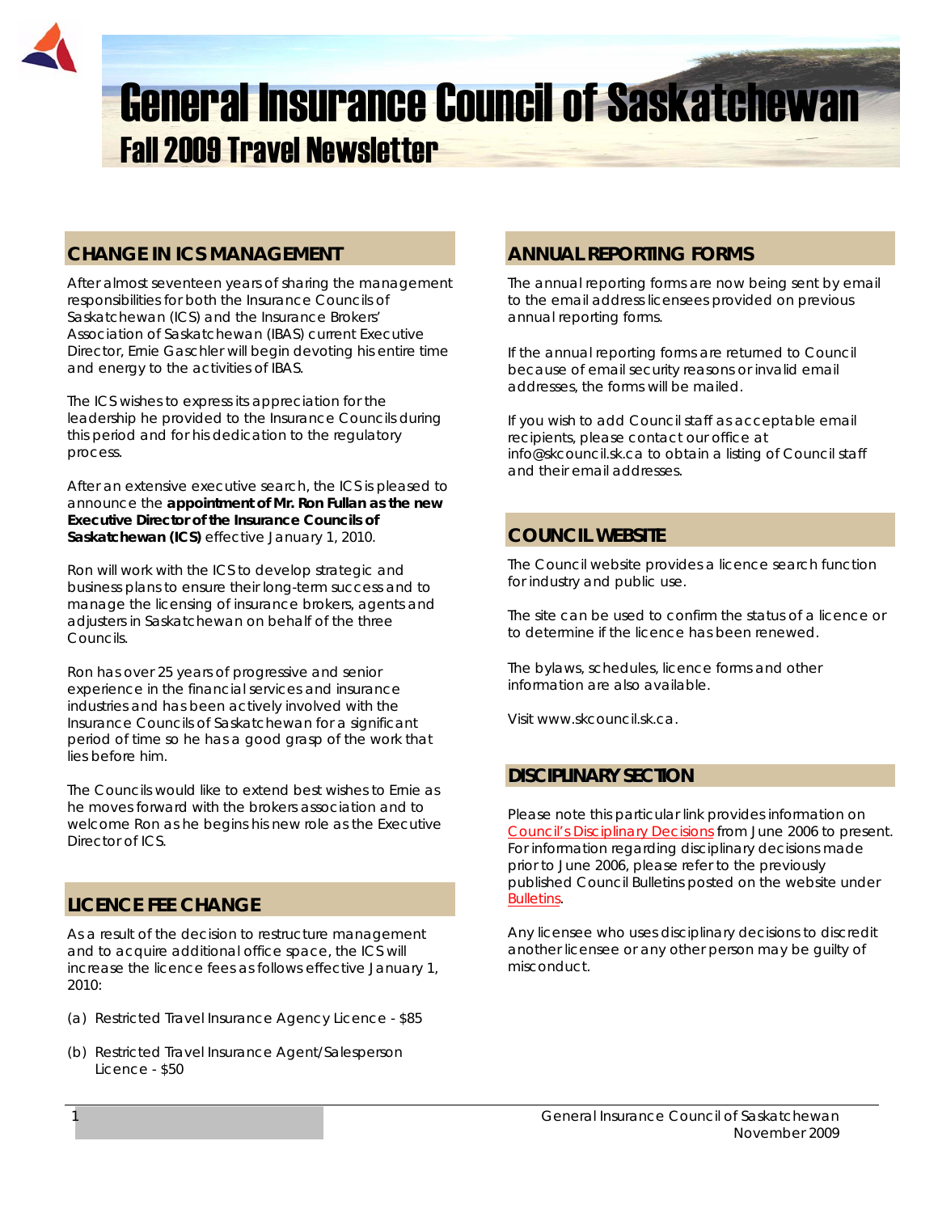# General Insurance Council of Saskatchewan

## Fall 2009 Travel Newsletter

## CHANGE IN ICS MANAGEMENT

After almost seventeen years of sharing the management responsibilities for both the Insurance Councils of Saskatchewan (ICS) and the Insurance Brokers' Association of Saskatchewan (IBAS) current Executive Director, Ernie Gaschler will begin devoting his entire time and energy to the activities of IBAS.

The ICS wishes to express its appreciation for the leadership he provided to the Insurance Councils during this period and for his dedication to the regulatory process.

After an extensive executive search, the ICS is pleased to announce the **appointment of Mr. Ron Fullan as the new Executive Director of the Insurance Councils of Saskatchewan (ICS)** effective January 1, 2010.

Ron will work with the ICS to develop strategic and business plans to ensure their long-term success and to manage the licensing of insurance brokers, agents and adjusters in Saskatchewan on behalf of the three Councils.

Ron has over 25 years of progressive and senior experience in the financial services and insurance industries and has been actively involved with the Insurance Councils of Saskatchewan for a significant period of time so he has a good grasp of the work that lies before him.

The Councils would like to extend best wishes to Ernie as he moves forward with the brokers association and to welcome Ron as he begins his new role as the Executive Director of ICS.

## LICENCE FEE CHANGE

As a result of the decision to restructure management and to acquire additional office space, the ICS will increase the licence fees as follows effective January 1, 2010:

(a) Restricted Travel Insurance Agency Licence - $85

(b) Restricted Travel Insurance Agent/Salesperson Licence - $50

## ANNUAL REPORTING FORMS

The annual reporting forms are now being sent by email to the email address licensees provided on previous annual reporting forms.

If the annual reporting forms are returned to Council because of email security reasons or invalid email addresses, the forms will be mailed.

If you wish to add Council staff as acceptable email recipients, please contact our office at info@skcouncil.sk.ca to obtain a listing of Council staff and their email addresses.

## COUNCIL WEBSITE

The Council website provides a licence search function for industry and public use.

The site can be used to confirm the status of a licence or to determine if the licence has been renewed.

The bylaws, schedules, licence forms and other information are also available.

Visit www.skcouncil.sk.ca.

## DISCIPLINARY SECTION

Please note this particular link provides information on Council's Disciplinary Decisions from June 2006 to present. For information regarding disciplinary decisions made prior to June 2006, please refer to the previously published Council Bulletins posted on the website under Bulletins.

Any licensee who uses disciplinary decisions to discredit another licensee or any other person may be guilty of misconduct.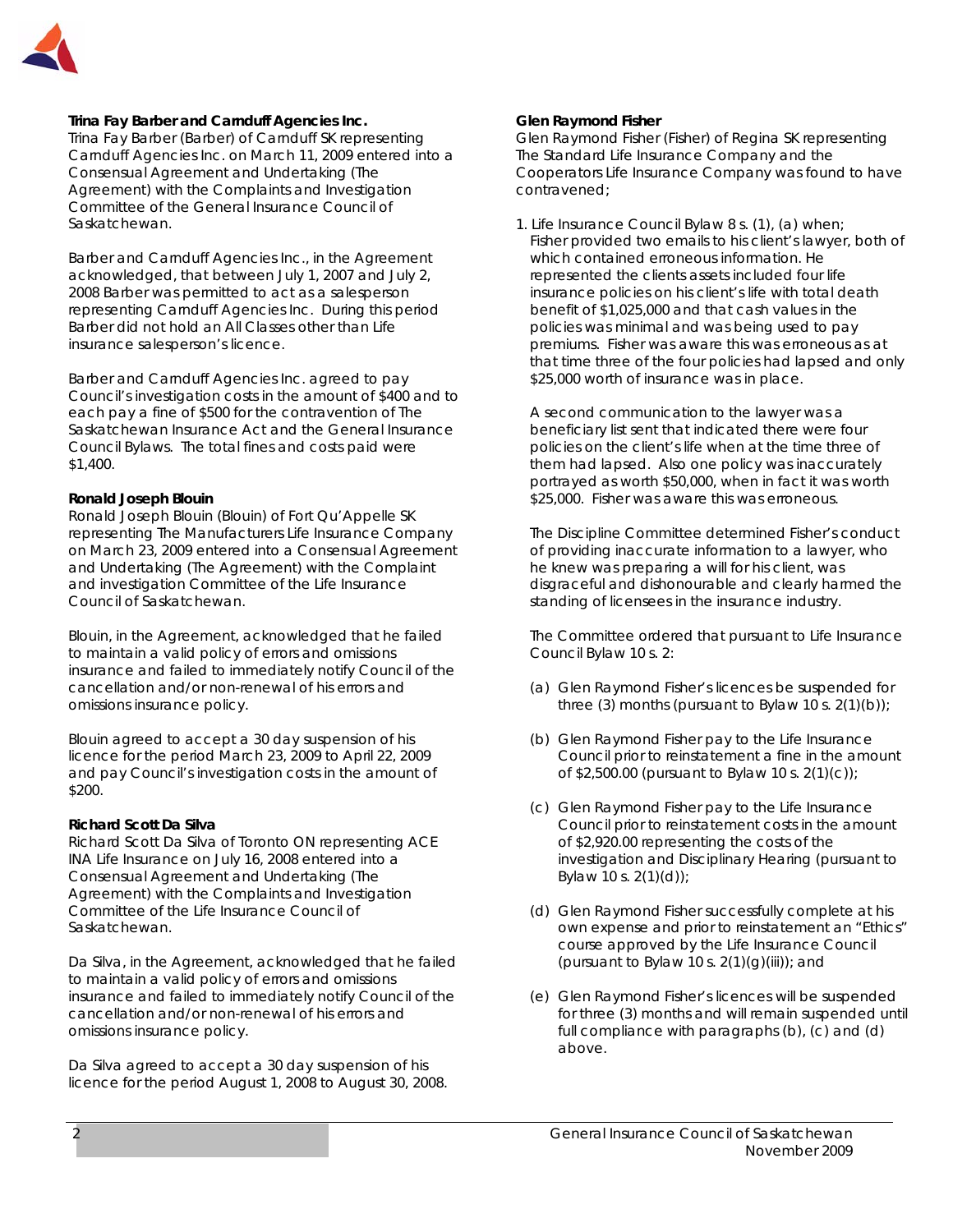**Trina Fay Barber and Carnduff Agencies Inc.**
Trina Fay Barber (Barber) of Carnduff SK representing Carnduff Agencies Inc. on March 11, 2009 entered into a Consensual Agreement and Undertaking (The Agreement) with the Complaints and Investigation Committee of the General Insurance Council of Saskatchewan.

Barber and Carnduff Agencies Inc., in the Agreement acknowledged, that between July 1, 2007 and July 2, 2008 Barber was permitted to act as a salesperson representing Carnduff Agencies Inc. During this period Barber did not hold an All Classes other than Life insurance salesperson's licence.

Barber and Carnduff Agencies Inc. agreed to pay Council's investigation costs in the amount of $400 and to each pay a fine of $500 for the contravention of The Saskatchewan Insurance Act and the General Insurance Council Bylaws. The total fines and costs paid were $1,400.

**Ronald Joseph Blouin**
Ronald Joseph Blouin (Blouin) of Fort Qu'Appelle SK representing The Manufacturers Life Insurance Company on March 23, 2009 entered into a Consensual Agreement and Undertaking (The Agreement) with the Complaint and investigation Committee of the Life Insurance Council of Saskatchewan.

Blouin, in the Agreement, acknowledged that he failed to maintain a valid policy of errors and omissions insurance and failed to immediately notify Council of the cancellation and/or non-renewal of his errors and omissions insurance policy.

Blouin agreed to accept a 30 day suspension of his licence for the period March 23, 2009 to April 22, 2009 and pay Council's investigation costs in the amount of $200.

**Richard Scott Da Silva**
Richard Scott Da Silva of Toronto ON representing ACE INA Life Insurance on July 16, 2008 entered into a Consensual Agreement and Undertaking (The Agreement) with the Complaints and Investigation Committee of the Life Insurance Council of Saskatchewan.

Da Silva, in the Agreement, acknowledged that he failed to maintain a valid policy of errors and omissions insurance and failed to immediately notify Council of the cancellation and/or non-renewal of his errors and omissions insurance policy.

Da Silva agreed to accept a 30 day suspension of his licence for the period August 1, 2008 to August 30, 2008.

**Glen Raymond Fisher**
Glen Raymond Fisher (Fisher) of Regina SK representing The Standard Life Insurance Company and the Cooperators Life Insurance Company was found to have contravened;

1. Life Insurance Council Bylaw 8 s. (1), (a) when; Fisher provided two emails to his client's lawyer, both of which contained erroneous information. He represented the clients assets included four life insurance policies on his client's life with total death benefit of $1,025,000 and that cash values in the policies was minimal and was being used to pay premiums. Fisher was aware this was erroneous as at that time three of the four policies had lapsed and only $25,000 worth of insurance was in place.

   A second communication to the lawyer was a beneficiary list sent that indicated there were four policies on the client's life when at the time three of them had lapsed. Also one policy was inaccurately portrayed as worth $50,000, when in fact it was worth $25,000. Fisher was aware this was erroneous.

   The Discipline Committee determined Fisher's conduct of providing inaccurate information to a lawyer, who he knew was preparing a will for his client, was disgraceful and dishonourable and clearly harmed the standing of licensees in the insurance industry.

   The Committee ordered that pursuant to Life Insurance Council Bylaw 10 s. 2:

   (a) Glen Raymond Fisher's licences be suspended for three (3) months (pursuant to Bylaw 10 s. 2(1)(b));

   (b) Glen Raymond Fisher pay to the Life Insurance Council prior to reinstatement a fine in the amount of $2,500.00 (pursuant to Bylaw 10 s. 2(1)(c));

   (c) Glen Raymond Fisher pay to the Life Insurance Council prior to reinstatement costs in the amount of $2,920.00 representing the costs of the investigation and Disciplinary Hearing (pursuant to Bylaw 10 s. 2(1)(d));

   (d) Glen Raymond Fisher successfully complete at his own expense and prior to reinstatement an "Ethics" course approved by the Life Insurance Council (pursuant to Bylaw 10 s. 2(1)(g)(iii)); and

   (e) Glen Raymond Fisher's licences will be suspended for three (3) months and will remain suspended until full compliance with paragraphs (b), (c) and (d) above.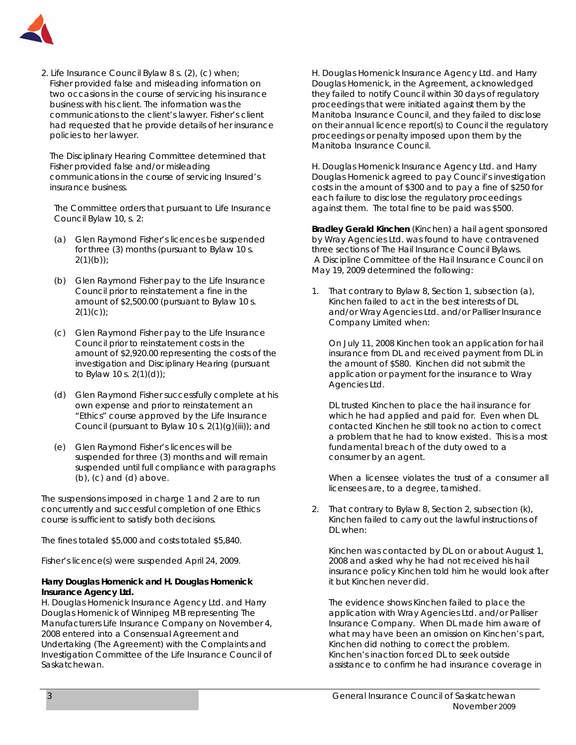2. Life Insurance Council Bylaw 8 s. (2), (c) when; Fisher provided false and misleading information on two occasions in the course of servicing his insurance business with his client. The information was the communications to the client's lawyer. Fisher's client had requested that he provide details of her insurance policies to her lawyer.

The Disciplinary Hearing Committee determined that Fisher provided false and/or misleading communications in the course of servicing Insured's insurance business.

The Committee orders that pursuant to Life Insurance Council Bylaw 10, s. 2:

(a) Glen Raymond Fisher's licences be suspended for three (3) months (pursuant to Bylaw 10 s. 2(1)(b));

(b) Glen Raymond Fisher pay to the Life Insurance Council prior to reinstatement a fine in the amount of $2,500.00 (pursuant to Bylaw 10 s. 2(1)(c));

(c) Glen Raymond Fisher pay to the Life Insurance Council prior to reinstatement costs in the amount of $2,920.00 representing the costs of the investigation and Disciplinary Hearing (pursuant to Bylaw 10 s. 2(1)(d));

(d) Glen Raymond Fisher successfully complete at his own expense and prior to reinstatement an "Ethics" course approved by the Life Insurance Council (pursuant to Bylaw 10 s. 2(1)(g)(iii)); and

(e) Glen Raymond Fisher's licences will be suspended for three (3) months and will remain suspended until full compliance with paragraphs (b), (c) and (d) above.

The suspensions imposed in charge 1 and 2 are to run concurrently and successful completion of one Ethics course is sufficient to satisfy both decisions.

The fines totaled $5,000 and costs totaled $5,840.

Fisher's licence(s) were suspended April 24, 2009.

**Harry Douglas Homenick and H. Douglas Homenick Insurance Agency Ltd.**

H. Douglas Homenick Insurance Agency Ltd. and Harry Douglas Homenick of Winnipeg MB representing The Manufacturers Life Insurance Company on November 4, 2008 entered into a Consensual Agreement and Undertaking (The Agreement) with the Complaints and Investigation Committee of the Life Insurance Council of Saskatchewan.

H. Douglas Homenick Insurance Agency Ltd. and Harry Douglas Homenick, in the Agreement, acknowledged they failed to notify Council within 30 days of regulatory proceedings that were initiated against them by the Manitoba Insurance Council, and they failed to disclose on their annual licence report(s) to Council the regulatory proceedings or penalty imposed upon them by the Manitoba Insurance Council.

H. Douglas Homenick Insurance Agency Ltd. and Harry Douglas Homenick agreed to pay Council's investigation costs in the amount of $300 and to pay a fine of $250 for each failure to disclose the regulatory proceedings against them. The total fine to be paid was $500.

**Bradley Gerald Kinchen** (Kinchen) a hail agent sponsored by Wray Agencies Ltd. was found to have contravened three sections of The Hail Insurance Council Bylaws. A Discipline Committee of the Hail Insurance Council on May 19, 2009 determined the following:

1. That contrary to Bylaw 8, Section 1, subsection (a), Kinchen failed to act in the best interests of DL and/or Wray Agencies Ltd. and/or Palliser Insurance Company Limited when:

   On July 11, 2008 Kinchen took an application for hail insurance from DL and received payment from DL in the amount of $580. Kinchen did not submit the application or payment for the insurance to Wray Agencies Ltd.

   DL trusted Kinchen to place the hail insurance for which he had applied and paid for. Even when DL contacted Kinchen he still took no action to correct a problem that he had to know existed. This is a most fundamental breach of the duty owed to a consumer by an agent.

   When a licensee violates the trust of a consumer all licensees are, to a degree, tarnished.

2. That contrary to Bylaw 8, Section 2, subsection (k), Kinchen failed to carry out the lawful instructions of DL when:

   Kinchen was contacted by DL on or about August 1, 2008 and asked why he had not received his hail insurance policy Kinchen told him he would look after it but Kinchen never did.

   The evidence shows Kinchen failed to place the application with Wray Agencies Ltd. and/or Palliser Insurance Company. When DL made him aware of what may have been an omission on Kinchen's part, Kinchen did nothing to correct the problem. Kinchen's inaction forced DL to seek outside assistance to confirm he had insurance coverage in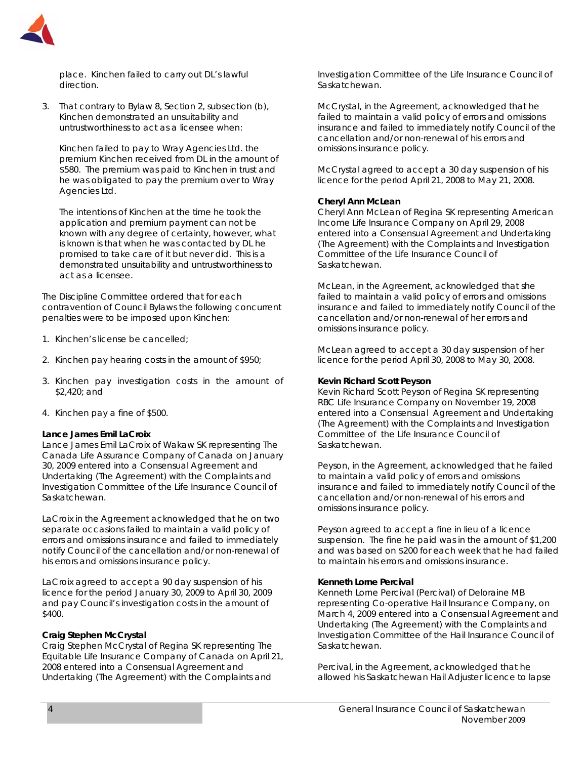place. Kinchen failed to carry out DL's lawful direction.

3. That contrary to Bylaw 8, Section 2, subsection (b), Kinchen demonstrated an unsuitability and untrustworthiness to act as a licensee when:

   Kinchen failed to pay to Wray Agencies Ltd. the premium Kinchen received from DL in the amount of $580. The premium was paid to Kinchen in trust and he was obligated to pay the premium over to Wray Agencies Ltd.

   The intentions of Kinchen at the time he took the application and premium payment can not be known with any degree of certainty, however, what is known is that when he was contacted by DL he promised to take care of it but never did. This is a demonstrated unsuitability and untrustworthiness to act as a licensee.

The Discipline Committee ordered that for each contravention of Council Bylaws the following concurrent penalties were to be imposed upon Kinchen:

1. Kinchen's license be cancelled;
2. Kinchen pay hearing costs in the amount of $950;
3. Kinchen pay investigation costs in the amount of $2,420; and
4. Kinchen pay a fine of $500.

**Lance James Emil LaCroix**
Lance James Emil LaCroix of Wakaw SK representing The Canada Life Assurance Company of Canada on January 30, 2009 entered into a Consensual Agreement and Undertaking (The Agreement) with the Complaints and Investigation Committee of the Life Insurance Council of Saskatchewan.

LaCroix in the Agreement acknowledged that he on two separate occasions failed to maintain a valid policy of errors and omissions insurance and failed to immediately notify Council of the cancellation and/or non-renewal of his errors and omissions insurance policy.

LaCroix agreed to accept a 90 day suspension of his licence for the period January 30, 2009 to April 30, 2009 and pay Council's investigation costs in the amount of $400.

**Craig Stephen McCrystal**
Craig Stephen McCrystal of Regina SK representing The Equitable Life Insurance Company of Canada on April 21, 2008 entered into a Consensual Agreement and Undertaking (The Agreement) with the Complaints and Investigation Committee of the Life Insurance Council of Saskatchewan.

McCrystal, in the Agreement, acknowledged that he failed to maintain a valid policy of errors and omissions insurance and failed to immediately notify Council of the cancellation and/or non-renewal of his errors and omissions insurance policy.

McCrystal agreed to accept a 30 day suspension of his licence for the period April 21, 2008 to May 21, 2008.

**Cheryl Ann McLean**
Cheryl Ann McLean of Regina SK representing American Income Life Insurance Company on April 29, 2008 entered into a Consensual Agreement and Undertaking (The Agreement) with the Complaints and Investigation Committee of the Life Insurance Council of Saskatchewan.

McLean, in the Agreement, acknowledged that she failed to maintain a valid policy of errors and omissions insurance and failed to immediately notify Council of the cancellation and/or non-renewal of her errors and omissions insurance policy.

McLean agreed to accept a 30 day suspension of her licence for the period April 30, 2008 to May 30, 2008.

**Kevin Richard Scott Peyson**
Kevin Richard Scott Peyson of Regina SK representing RBC Life Insurance Company on November 19, 2008 entered into a Consensual Agreement and Undertaking (The Agreement) with the Complaints and Investigation Committee of the Life Insurance Council of Saskatchewan.

Peyson, in the Agreement, acknowledged that he failed to maintain a valid policy of errors and omissions insurance and failed to immediately notify Council of the cancellation and/or non-renewal of his errors and omissions insurance policy.

Peyson agreed to accept a fine in lieu of a licence suspension. The fine he paid was in the amount of $1,200 and was based on $200 for each week that he had failed to maintain his errors and omissions insurance.

**Kenneth Lorne Percival**
Kenneth Lorne Percival (Percival) of Deloraine MB representing Co-operative Hail Insurance Company, on March 4, 2009 entered into a Consensual Agreement and Undertaking (The Agreement) with the Complaints and Investigation Committee of the Hail Insurance Council of Saskatchewan.

Percival, in the Agreement, acknowledged that he allowed his Saskatchewan Hail Adjuster licence to lapse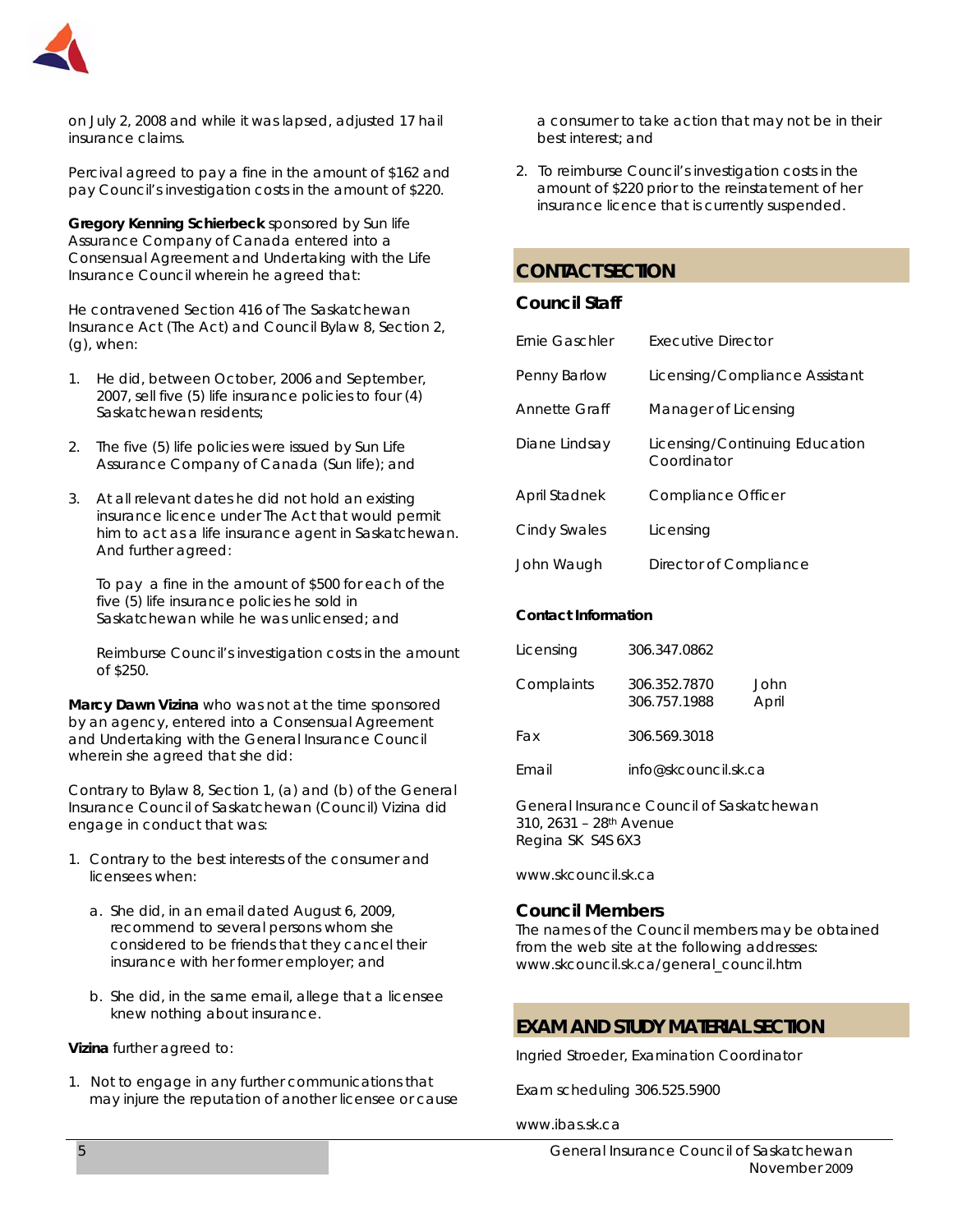on July 2, 2008 and while it was lapsed, adjusted 17 hail insurance claims.

Percival agreed to pay a fine in the amount of $162 and pay Council's investigation costs in the amount of $220.

**Gregory Kenning Schierbeck** sponsored by Sun life Assurance Company of Canada entered into a Consensual Agreement and Undertaking with the Life Insurance Council wherein he agreed that:

He contravened Section 416 of The Saskatchewan Insurance Act (The Act) and Council Bylaw 8, Section 2, (g), when:

1. He did, between October, 2006 and September, 2007, sell five (5) life insurance policies to four (4) Saskatchewan residents;
2. The five (5) life policies were issued by Sun Life Assurance Company of Canada (Sun life); and
3. At all relevant dates he did not hold an existing insurance licence under The Act that would permit him to act as a life insurance agent in Saskatchewan. And further agreed:

   To pay a fine in the amount of $500 for each of the five (5) life insurance policies he sold in Saskatchewan while he was unlicensed; and

   Reimburse Council's investigation costs in the amount of $250.

**Marcy Dawn Vizina** who was not at the time sponsored by an agency, entered into a Consensual Agreement and Undertaking with the General Insurance Council wherein she agreed that she did:

Contrary to Bylaw 8, Section 1, (a) and (b) of the General Insurance Council of Saskatchewan (Council) Vizina did engage in conduct that was:

1. Contrary to the best interests of the consumer and licensees when:
   a. She did, in an email dated August 6, 2009, recommend to several persons whom she considered to be friends that they cancel their insurance with her former employer; and
   b. She did, in the same email, allege that a licensee knew nothing about insurance.

**Vizina** further agreed to:

1. Not to engage in any further communications that may injure the reputation of another licensee or cause a consumer to take action that may not be in their best interest; and
2. To reimburse Council's investigation costs in the amount of $220 prior to the reinstatement of her insurance licence that is currently suspended.

## CONTACT SECTION

### Council Staff

| | |
|---|---|
| Ernie Gaschler | Executive Director |
| Penny Barlow | Licensing/Compliance Assistant |
| Annette Graff | Manager of Licensing |
| Diane Lindsay | Licensing/Continuing Education Coordinator |
| April Stadnek | Compliance Officer |
| Cindy Swales | Licensing |
| John Waugh | Director of Compliance |

**Contact Information**

| | | |
|---|---|---|
| Licensing | 306.347.0862 | |
| Complaints | 306.352.7870<br>306.757.1988 | John<br>April |
| Fax | 306.569.3018 | |
| Email | info@skcouncil.sk.ca | |

General Insurance Council of Saskatchewan
310, 2631 – 28th Avenue
Regina SK S4S 6X3

www.skcouncil.sk.ca

### Council Members

The names of the Council members may be obtained from the web site at the following addresses: www.skcouncil.sk.ca/general_council.htm

## EXAM AND STUDY MATERIAL SECTION

Ingried Stroeder, Examination Coordinator

Exam scheduling 306.525.5900

www.ibas.sk.ca